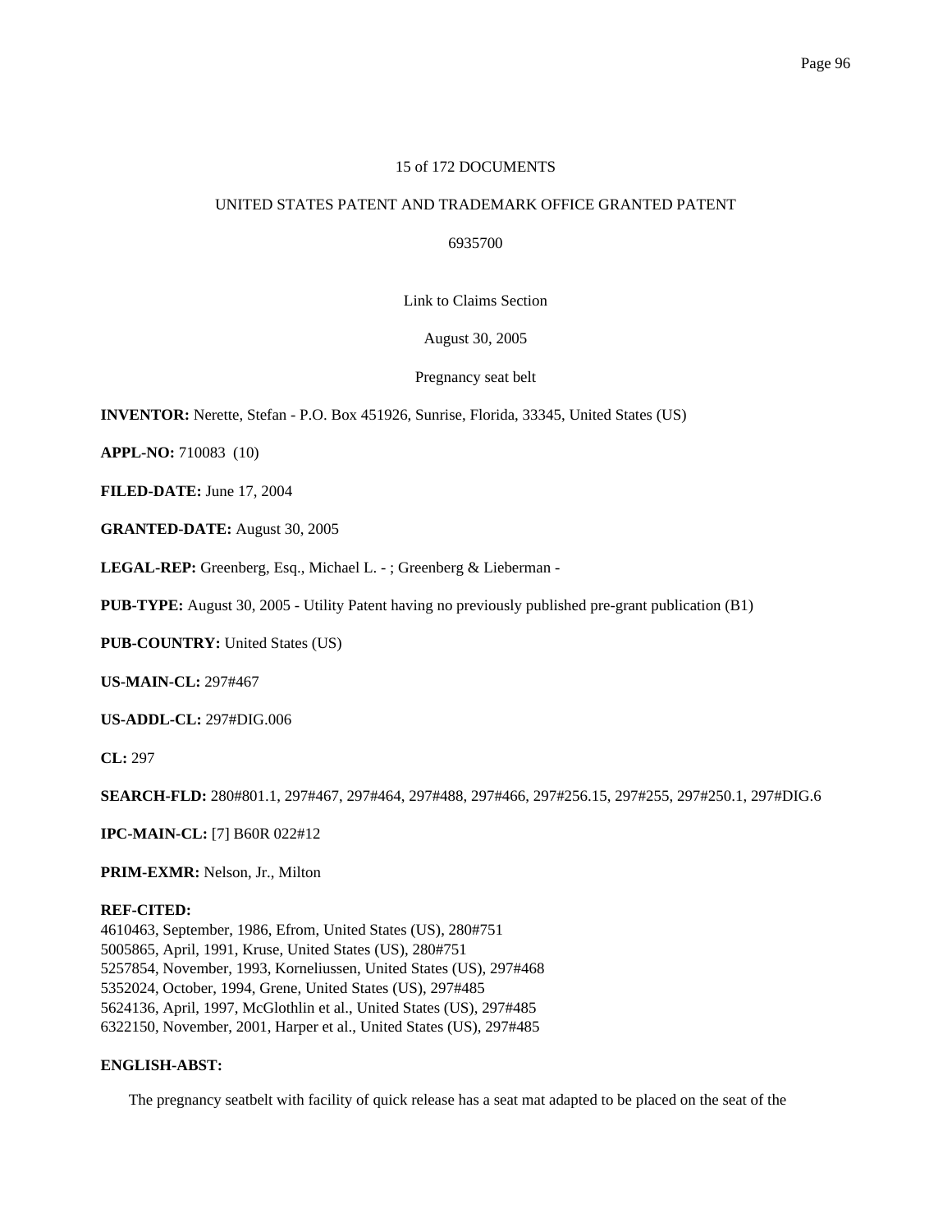15 of 172 DOCUMENTS

UNITED STATES PATENT AND TRADEMARK OFFICE GRANTED PATENT

6935700

Link to Claims Section

August 30, 2005

Pregnancy seat belt

**INVENTOR:** Nerette, Stefan - P.O. Box 451926, Sunrise, Florida, 33345, United States (US)

**APPL-NO:** 710083 (10)

**FILED-DATE:** June 17, 2004

**GRANTED-DATE:** August 30, 2005

**LEGAL-REP:** Greenberg, Esq., Michael L. - ; Greenberg & Lieberman -

**PUB-TYPE:** August 30, 2005 - Utility Patent having no previously published pre-grant publication (B1)

**PUB-COUNTRY:** United States (US)

**US-MAIN-CL:** 297#467

**US-ADDL-CL:** 297#DIG.006

**CL:** 297

**SEARCH-FLD:** 280#801.1, 297#467, 297#464, 297#488, 297#466, 297#256.15, 297#255, 297#250.1, 297#DIG.6

**IPC-MAIN-CL:** [7] B60R 022#12

**PRIM-EXMR:** Nelson, Jr., Milton

**REF-CITED:**
4610463, September, 1986, Efrom, United States (US), 280#751
5005865, April, 1991, Kruse, United States (US), 280#751
5257854, November, 1993, Korneliussen, United States (US), 297#468
5352024, October, 1994, Grene, United States (US), 297#485
5624136, April, 1997, McGlothlin et al., United States (US), 297#485
6322150, November, 2001, Harper et al., United States (US), 297#485

**ENGLISH-ABST:**

The pregnancy seatbelt with facility of quick release has a seat mat adapted to be placed on the seat of the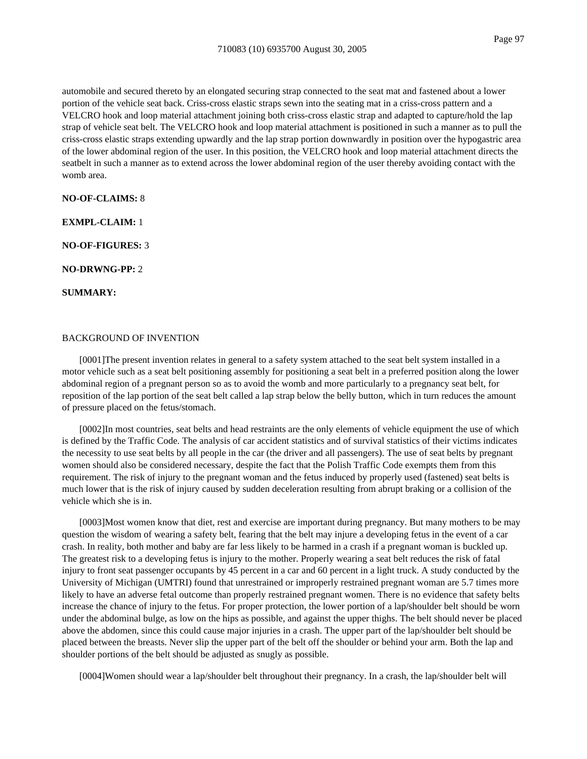automobile and secured thereto by an elongated securing strap connected to the seat mat and fastened about a lower portion of the vehicle seat back. Criss-cross elastic straps sewn into the seating mat in a criss-cross pattern and a VELCRO hook and loop material attachment joining both criss-cross elastic strap and adapted to capture/hold the lap strap of vehicle seat belt. The VELCRO hook and loop material attachment is positioned in such a manner as to pull the criss-cross elastic straps extending upwardly and the lap strap portion downwardly in position over the hypogastric area of the lower abdominal region of the user. In this position, the VELCRO hook and loop material attachment directs the seatbelt in such a manner as to extend across the lower abdominal region of the user thereby avoiding contact with the womb area.

**NO-OF-CLAIMS:** 8

**EXMPL-CLAIM:** 1

**NO-OF-FIGURES:** 3

**NO-DRWNG-PP:** 2

**SUMMARY:**

BACKGROUND OF INVENTION

[0001]The present invention relates in general to a safety system attached to the seat belt system installed in a motor vehicle such as a seat belt positioning assembly for positioning a seat belt in a preferred position along the lower abdominal region of a pregnant person so as to avoid the womb and more particularly to a pregnancy seat belt, for reposition of the lap portion of the seat belt called a lap strap below the belly button, which in turn reduces the amount of pressure placed on the fetus/stomach.

[0002]In most countries, seat belts and head restraints are the only elements of vehicle equipment the use of which is defined by the Traffic Code. The analysis of car accident statistics and of survival statistics of their victims indicates the necessity to use seat belts by all people in the car (the driver and all passengers). The use of seat belts by pregnant women should also be considered necessary, despite the fact that the Polish Traffic Code exempts them from this requirement. The risk of injury to the pregnant woman and the fetus induced by properly used (fastened) seat belts is much lower that is the risk of injury caused by sudden deceleration resulting from abrupt braking or a collision of the vehicle which she is in.

[0003]Most women know that diet, rest and exercise are important during pregnancy. But many mothers to be may question the wisdom of wearing a safety belt, fearing that the belt may injure a developing fetus in the event of a car crash. In reality, both mother and baby are far less likely to be harmed in a crash if a pregnant woman is buckled up. The greatest risk to a developing fetus is injury to the mother. Properly wearing a seat belt reduces the risk of fatal injury to front seat passenger occupants by 45 percent in a car and 60 percent in a light truck. A study conducted by the University of Michigan (UMTRI) found that unrestrained or improperly restrained pregnant woman are 5.7 times more likely to have an adverse fetal outcome than properly restrained pregnant women. There is no evidence that safety belts increase the chance of injury to the fetus. For proper protection, the lower portion of a lap/shoulder belt should be worn under the abdominal bulge, as low on the hips as possible, and against the upper thighs. The belt should never be placed above the abdomen, since this could cause major injuries in a crash. The upper part of the lap/shoulder belt should be placed between the breasts. Never slip the upper part of the belt off the shoulder or behind your arm. Both the lap and shoulder portions of the belt should be adjusted as snugly as possible.

[0004]Women should wear a lap/shoulder belt throughout their pregnancy. In a crash, the lap/shoulder belt will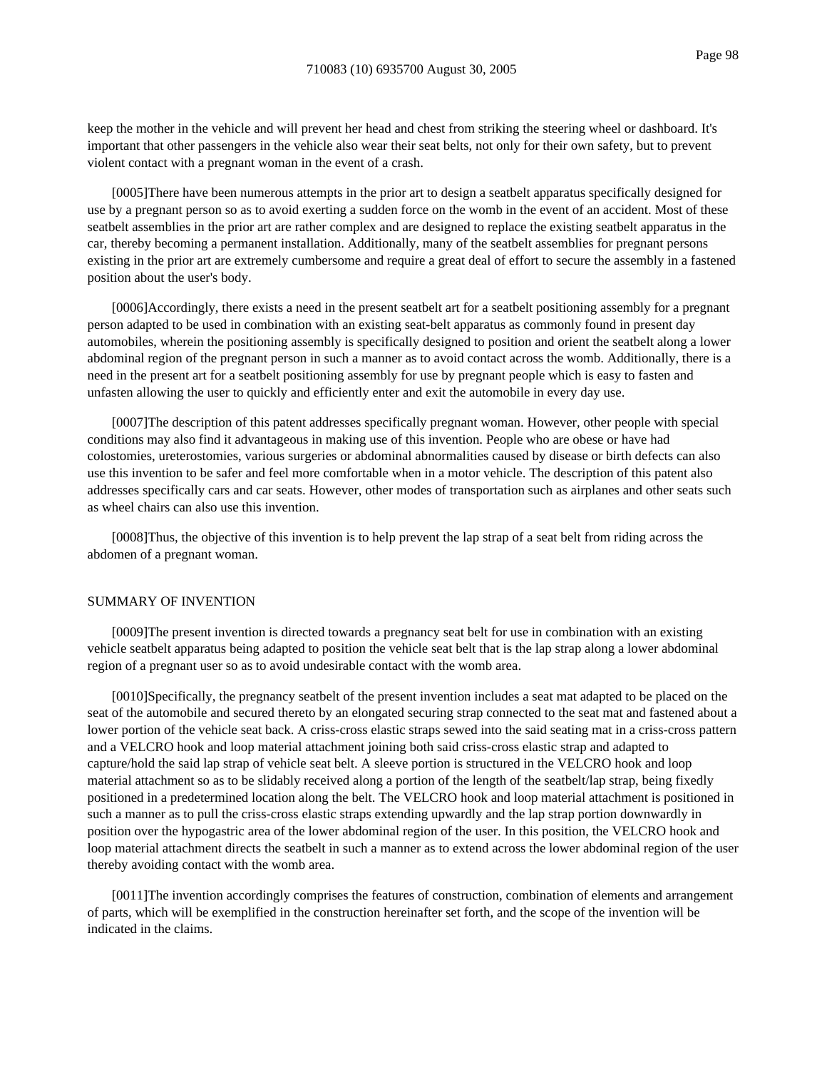keep the mother in the vehicle and will prevent her head and chest from striking the steering wheel or dashboard. It's important that other passengers in the vehicle also wear their seat belts, not only for their own safety, but to prevent violent contact with a pregnant woman in the event of a crash.

[0005]There have been numerous attempts in the prior art to design a seatbelt apparatus specifically designed for use by a pregnant person so as to avoid exerting a sudden force on the womb in the event of an accident. Most of these seatbelt assemblies in the prior art are rather complex and are designed to replace the existing seatbelt apparatus in the car, thereby becoming a permanent installation. Additionally, many of the seatbelt assemblies for pregnant persons existing in the prior art are extremely cumbersome and require a great deal of effort to secure the assembly in a fastened position about the user's body.

[0006]Accordingly, there exists a need in the present seatbelt art for a seatbelt positioning assembly for a pregnant person adapted to be used in combination with an existing seat-belt apparatus as commonly found in present day automobiles, wherein the positioning assembly is specifically designed to position and orient the seatbelt along a lower abdominal region of the pregnant person in such a manner as to avoid contact across the womb. Additionally, there is a need in the present art for a seatbelt positioning assembly for use by pregnant people which is easy to fasten and unfasten allowing the user to quickly and efficiently enter and exit the automobile in every day use.

[0007]The description of this patent addresses specifically pregnant woman. However, other people with special conditions may also find it advantageous in making use of this invention. People who are obese or have had colostomies, ureterostomies, various surgeries or abdominal abnormalities caused by disease or birth defects can also use this invention to be safer and feel more comfortable when in a motor vehicle. The description of this patent also addresses specifically cars and car seats. However, other modes of transportation such as airplanes and other seats such as wheel chairs can also use this invention.

[0008]Thus, the objective of this invention is to help prevent the lap strap of a seat belt from riding across the abdomen of a pregnant woman.

## SUMMARY OF INVENTION

[0009]The present invention is directed towards a pregnancy seat belt for use in combination with an existing vehicle seatbelt apparatus being adapted to position the vehicle seat belt that is the lap strap along a lower abdominal region of a pregnant user so as to avoid undesirable contact with the womb area.

[0010]Specifically, the pregnancy seatbelt of the present invention includes a seat mat adapted to be placed on the seat of the automobile and secured thereto by an elongated securing strap connected to the seat mat and fastened about a lower portion of the vehicle seat back. A criss-cross elastic straps sewed into the said seating mat in a criss-cross pattern and a VELCRO hook and loop material attachment joining both said criss-cross elastic strap and adapted to capture/hold the said lap strap of vehicle seat belt. A sleeve portion is structured in the VELCRO hook and loop material attachment so as to be slidably received along a portion of the length of the seatbelt/lap strap, being fixedly positioned in a predetermined location along the belt. The VELCRO hook and loop material attachment is positioned in such a manner as to pull the criss-cross elastic straps extending upwardly and the lap strap portion downwardly in position over the hypogastric area of the lower abdominal region of the user. In this position, the VELCRO hook and loop material attachment directs the seatbelt in such a manner as to extend across the lower abdominal region of the user thereby avoiding contact with the womb area.

[0011]The invention accordingly comprises the features of construction, combination of elements and arrangement of parts, which will be exemplified in the construction hereinafter set forth, and the scope of the invention will be indicated in the claims.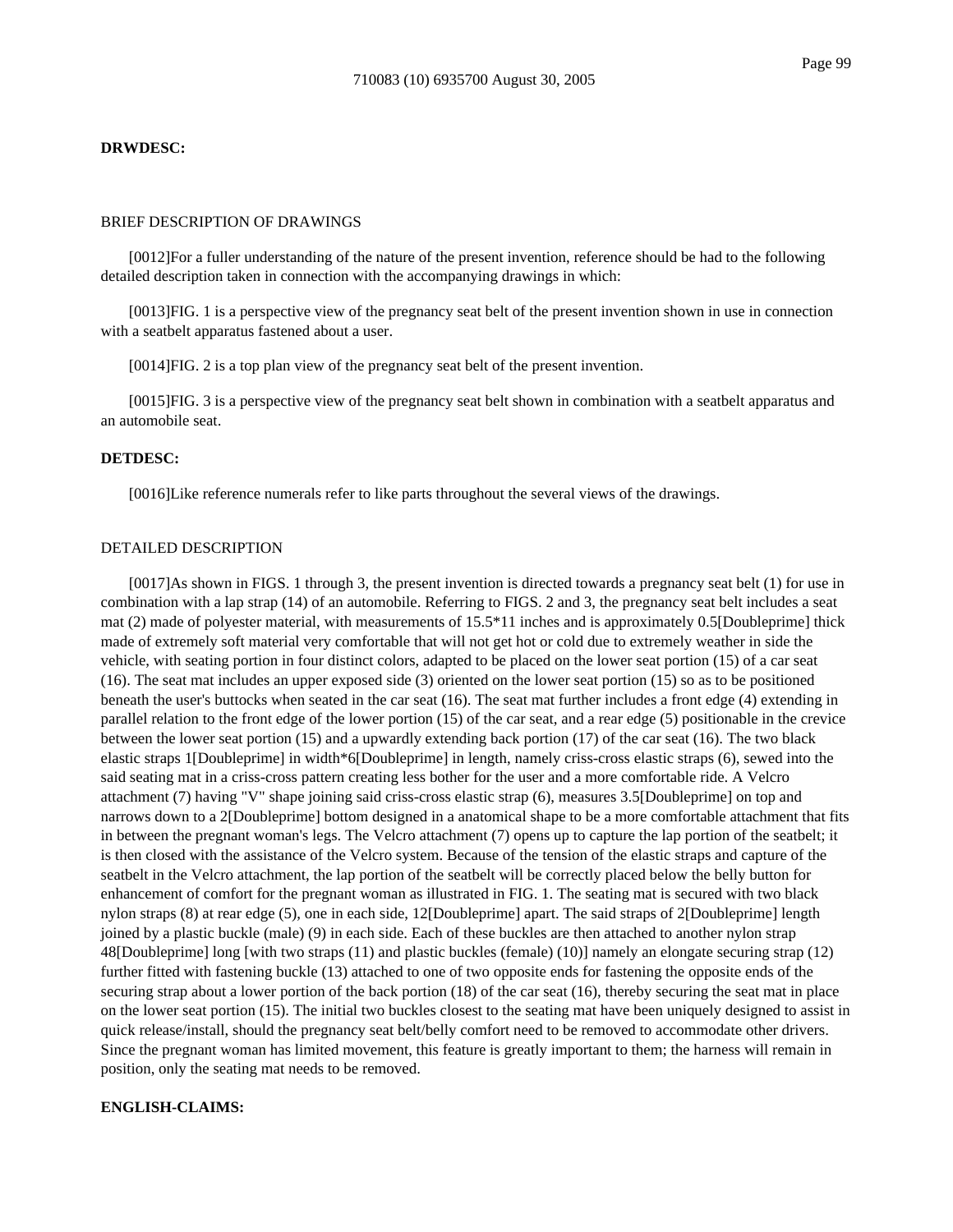**DRWDESC:**

BRIEF DESCRIPTION OF DRAWINGS

[0012]For a fuller understanding of the nature of the present invention, reference should be had to the following detailed description taken in connection with the accompanying drawings in which:

[0013]FIG. 1 is a perspective view of the pregnancy seat belt of the present invention shown in use in connection with a seatbelt apparatus fastened about a user.

[0014]FIG. 2 is a top plan view of the pregnancy seat belt of the present invention.

[0015]FIG. 3 is a perspective view of the pregnancy seat belt shown in combination with a seatbelt apparatus and an automobile seat.

**DETDESC:**

[0016]Like reference numerals refer to like parts throughout the several views of the drawings.

DETAILED DESCRIPTION

[0017]As shown in FIGS. 1 through 3, the present invention is directed towards a pregnancy seat belt (1) for use in combination with a lap strap (14) of an automobile. Referring to FIGS. 2 and 3, the pregnancy seat belt includes a seat mat (2) made of polyester material, with measurements of 15.5*11 inches and is approximately 0.5[Doubleprime] thick made of extremely soft material very comfortable that will not get hot or cold due to extremely weather in side the vehicle, with seating portion in four distinct colors, adapted to be placed on the lower seat portion (15) of a car seat (16). The seat mat includes an upper exposed side (3) oriented on the lower seat portion (15) so as to be positioned beneath the user's buttocks when seated in the car seat (16). The seat mat further includes a front edge (4) extending in parallel relation to the front edge of the lower portion (15) of the car seat, and a rear edge (5) positionable in the crevice between the lower seat portion (15) and a upwardly extending back portion (17) of the car seat (16). The two black elastic straps 1[Doubleprime] in width*6[Doubleprime] in length, namely criss-cross elastic straps (6), sewed into the said seating mat in a criss-cross pattern creating less bother for the user and a more comfortable ride. A Velcro attachment (7) having "V" shape joining said criss-cross elastic strap (6), measures 3.5[Doubleprime] on top and narrows down to a 2[Doubleprime] bottom designed in a anatomical shape to be a more comfortable attachment that fits in between the pregnant woman's legs. The Velcro attachment (7) opens up to capture the lap portion of the seatbelt; it is then closed with the assistance of the Velcro system. Because of the tension of the elastic straps and capture of the seatbelt in the Velcro attachment, the lap portion of the seatbelt will be correctly placed below the belly button for enhancement of comfort for the pregnant woman as illustrated in FIG. 1. The seating mat is secured with two black nylon straps (8) at rear edge (5), one in each side, 12[Doubleprime] apart. The said straps of 2[Doubleprime] length joined by a plastic buckle (male) (9) in each side. Each of these buckles are then attached to another nylon strap 48[Doubleprime] long [with two straps (11) and plastic buckles (female) (10)] namely an elongate securing strap (12) further fitted with fastening buckle (13) attached to one of two opposite ends for fastening the opposite ends of the securing strap about a lower portion of the back portion (18) of the car seat (16), thereby securing the seat mat in place on the lower seat portion (15). The initial two buckles closest to the seating mat have been uniquely designed to assist in quick release/install, should the pregnancy seat belt/belly comfort need to be removed to accommodate other drivers. Since the pregnant woman has limited movement, this feature is greatly important to them; the harness will remain in position, only the seating mat needs to be removed.

**ENGLISH-CLAIMS:**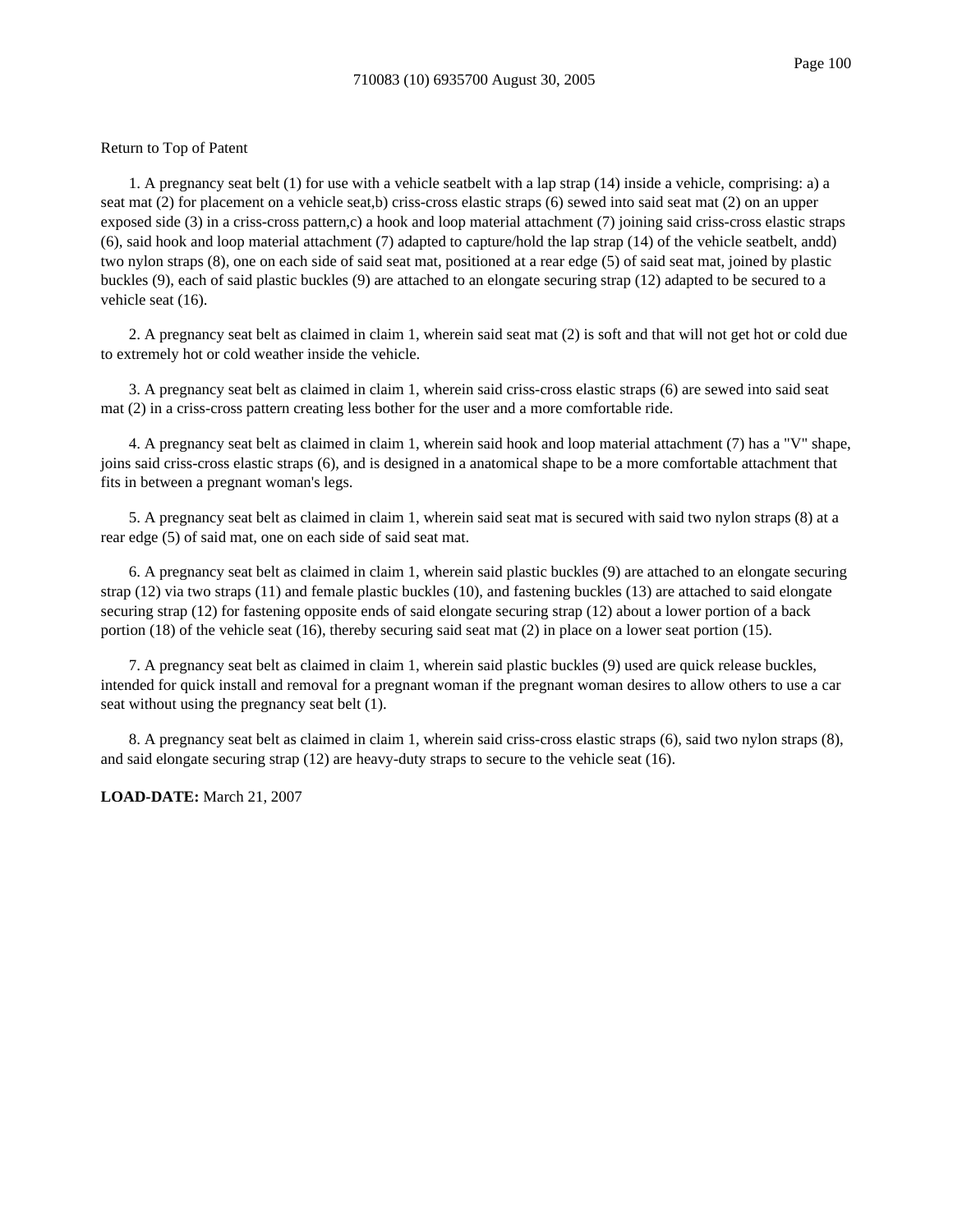Return to Top of Patent

1. A pregnancy seat belt (1) for use with a vehicle seatbelt with a lap strap (14) inside a vehicle, comprising: a) a seat mat (2) for placement on a vehicle seat,b) criss-cross elastic straps (6) sewed into said seat mat (2) on an upper exposed side (3) in a criss-cross pattern,c) a hook and loop material attachment (7) joining said criss-cross elastic straps (6), said hook and loop material attachment (7) adapted to capture/hold the lap strap (14) of the vehicle seatbelt, andd) two nylon straps (8), one on each side of said seat mat, positioned at a rear edge (5) of said seat mat, joined by plastic buckles (9), each of said plastic buckles (9) are attached to an elongate securing strap (12) adapted to be secured to a vehicle seat (16).

2. A pregnancy seat belt as claimed in claim 1, wherein said seat mat (2) is soft and that will not get hot or cold due to extremely hot or cold weather inside the vehicle.

3. A pregnancy seat belt as claimed in claim 1, wherein said criss-cross elastic straps (6) are sewed into said seat mat (2) in a criss-cross pattern creating less bother for the user and a more comfortable ride.

4. A pregnancy seat belt as claimed in claim 1, wherein said hook and loop material attachment (7) has a "V" shape, joins said criss-cross elastic straps (6), and is designed in a anatomical shape to be a more comfortable attachment that fits in between a pregnant woman's legs.

5. A pregnancy seat belt as claimed in claim 1, wherein said seat mat is secured with said two nylon straps (8) at a rear edge (5) of said mat, one on each side of said seat mat.

6. A pregnancy seat belt as claimed in claim 1, wherein said plastic buckles (9) are attached to an elongate securing strap (12) via two straps (11) and female plastic buckles (10), and fastening buckles (13) are attached to said elongate securing strap (12) for fastening opposite ends of said elongate securing strap (12) about a lower portion of a back portion (18) of the vehicle seat (16), thereby securing said seat mat (2) in place on a lower seat portion (15).

7. A pregnancy seat belt as claimed in claim 1, wherein said plastic buckles (9) used are quick release buckles, intended for quick install and removal for a pregnant woman if the pregnant woman desires to allow others to use a car seat without using the pregnancy seat belt (1).

8. A pregnancy seat belt as claimed in claim 1, wherein said criss-cross elastic straps (6), said two nylon straps (8), and said elongate securing strap (12) are heavy-duty straps to secure to the vehicle seat (16).

**LOAD-DATE:** March 21, 2007